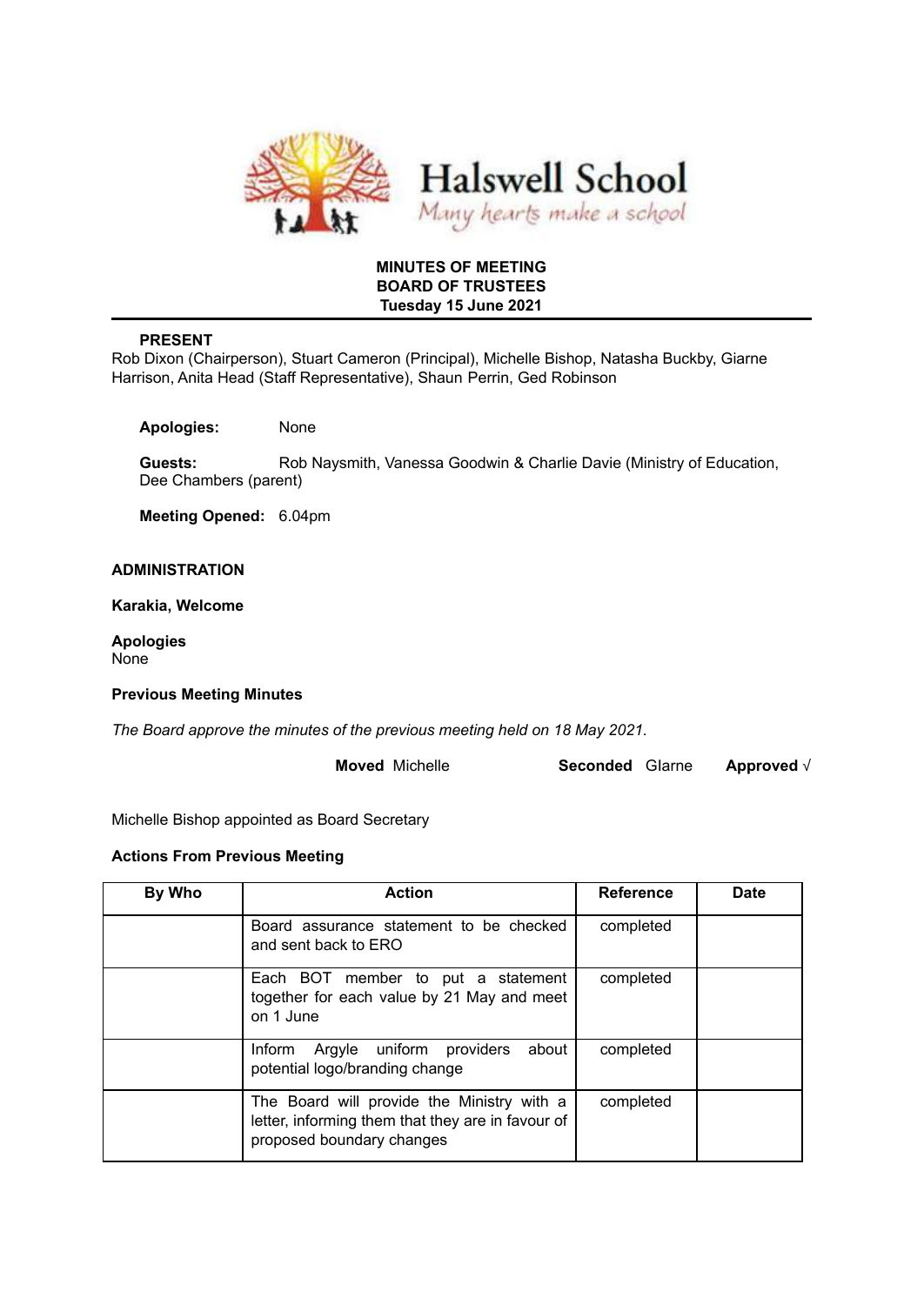# Halswell School

*Many hearts make a school*

**MINUTES OF MEETING**
**BOARD OF TRUSTEES**
**Tuesday 15 June 2021**

**PRESENT**

Rob Dixon (Chairperson), Stuart Cameron (Principal), Michelle Bishop, Natasha Buckby, Giarne Harrison, Anita Head (Staff Representative), Shaun Perrin, Ged Robinson

**Apologies:** None

**Guests:** Rob Naysmith, Vanessa Goodwin & Charlie Davie (Ministry of Education, Dee Chambers (parent)

**Meeting Opened:** 6.04pm

## ADMINISTRATION

**Karakia, Welcome**

**Apologies**

None

**Previous Meeting Minutes**

*The Board approve the minutes of the previous meeting held on 18 May 2021.*

**Moved** Michelle **Seconded** Glarne **Approved** √

Michelle Bishop appointed as Board Secretary

**Actions From Previous Meeting**

| By Who | Action | Reference | Date |
|---|---|---|---|
| | Board assurance statement to be checked and sent back to ERO | completed | |
| | Each BOT member to put a statement together for each value by 21 May and meet on 1 June | completed | |
| | Inform Argyle uniform providers about potential logo/branding change | completed | |
| | The Board will provide the Ministry with a letter, informing them that they are in favour of proposed boundary changes | completed | |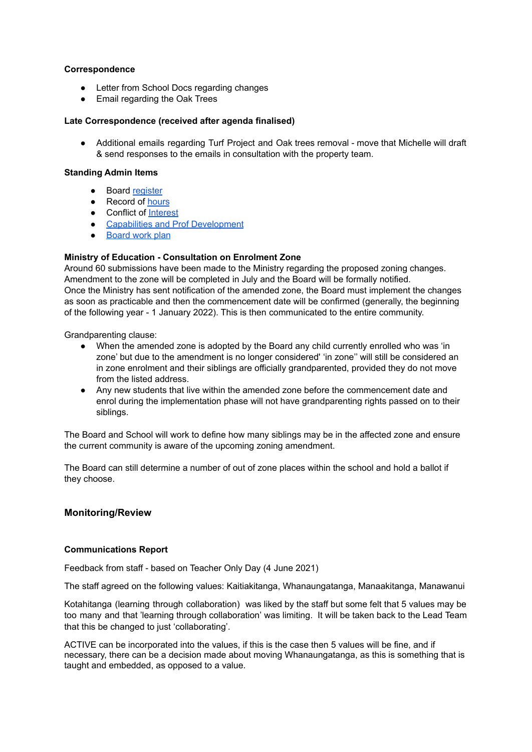**Correspondence**

- Letter from School Docs regarding changes
- Email regarding the Oak Trees

**Late Correspondence (received after agenda finalised)**

- Additional emails regarding Turf Project and Oak trees removal - move that Michelle will draft & send responses to the emails in consultation with the property team.

**Standing Admin Items**

- Board register
- Record of hours
- Conflict of Interest
- Capabilities and Prof Development
- Board work plan

**Ministry of Education - Consultation on Enrolment Zone**

Around 60 submissions have been made to the Ministry regarding the proposed zoning changes. Amendment to the zone will be completed in July and the Board will be formally notified. Once the Ministry has sent notification of the amended zone, the Board must implement the changes as soon as practicable and then the commencement date will be confirmed (generally, the beginning of the following year - 1 January 2022). This is then communicated to the entire community.

Grandparenting clause:

- When the amended zone is adopted by the Board any child currently enrolled who was 'in zone' but due to the amendment is no longer considered' 'in zone'' will still be considered an in zone enrolment and their siblings are officially grandparented, provided they do not move from the listed address.
- Any new students that live within the amended zone before the commencement date and enrol during the implementation phase will not have grandparenting rights passed on to their siblings.

The Board and School will work to define how many siblings may be in the affected zone and ensure the current community is aware of the upcoming zoning amendment.

The Board can still determine a number of out of zone places within the school and hold a ballot if they choose.

## Monitoring/Review

**Communications Report**

Feedback from staff - based on Teacher Only Day (4 June 2021)

The staff agreed on the following values: Kaitiakitanga, Whanaungatanga, Manaakitanga, Manawanui

Kotahitanga (learning through collaboration) was liked by the staff but some felt that 5 values may be too many and that 'learning through collaboration' was limiting. It will be taken back to the Lead Team that this be changed to just 'collaborating'.

ACTIVE can be incorporated into the values, if this is the case then 5 values will be fine, and if necessary, there can be a decision made about moving Whanaungatanga, as this is something that is taught and embedded, as opposed to a value.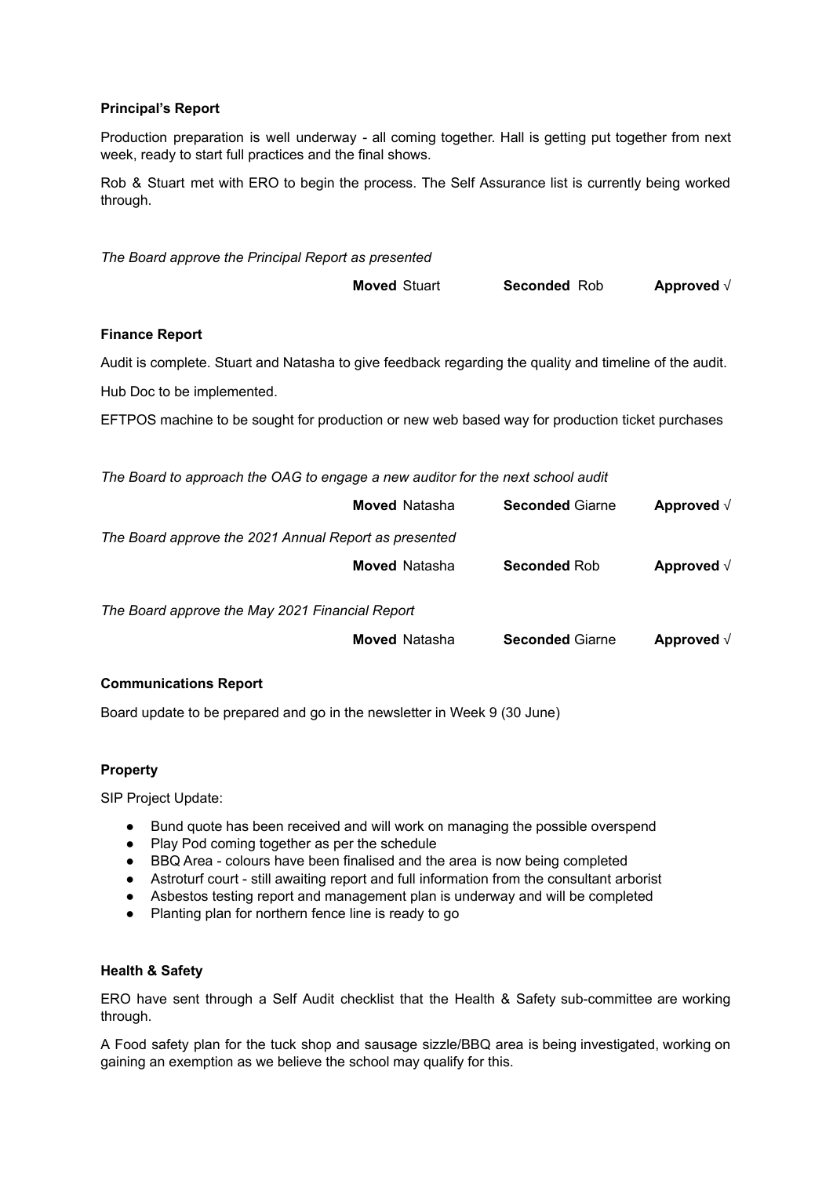**Principal's Report**

Production preparation is well underway - all coming together. Hall is getting put together from next week, ready to start full practices and the final shows.

Rob & Stuart met with ERO to begin the process. The Self Assurance list is currently being worked through.

*The Board approve the Principal Report as presented*

**Moved** Stuart **Seconded** Rob **Approved** √

**Finance Report**

Audit is complete. Stuart and Natasha to give feedback regarding the quality and timeline of the audit.

Hub Doc to be implemented.

EFTPOS machine to be sought for production or new web based way for production ticket purchases

*The Board to approach the OAG to engage a new auditor for the next school audit*

**Moved** Natasha **Seconded** Giarne **Approved** √

*The Board approve the 2021 Annual Report as presented*

**Moved** Natasha **Seconded** Rob **Approved** √

*The Board approve the May 2021 Financial Report*

**Moved** Natasha **Seconded** Giarne **Approved** √

**Communications Report**

Board update to be prepared and go in the newsletter in Week 9 (30 June)

**Property**

SIP Project Update:

- Bund quote has been received and will work on managing the possible overspend
- Play Pod coming together as per the schedule
- BBQ Area - colours have been finalised and the area is now being completed
- Astroturf court - still awaiting report and full information from the consultant arborist
- Asbestos testing report and management plan is underway and will be completed
- Planting plan for northern fence line is ready to go

**Health & Safety**

ERO have sent through a Self Audit checklist that the Health & Safety sub-committee are working through.

A Food safety plan for the tuck shop and sausage sizzle/BBQ area is being investigated, working on gaining an exemption as we believe the school may qualify for this.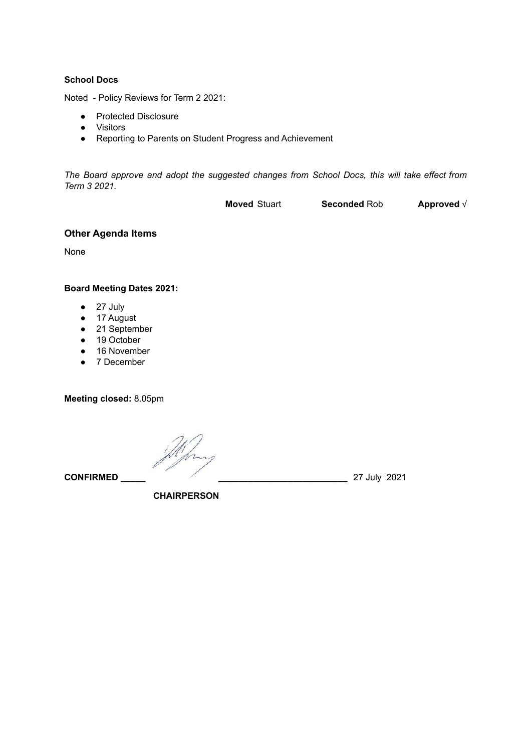**School Docs**

Noted - Policy Reviews for Term 2 2021:

- Protected Disclosure
- Visitors
- Reporting to Parents on Student Progress and Achievement

*The Board approve and adopt the suggested changes from School Docs, this will take effect from Term 3 2021.*

**Moved** Stuart **Seconded** Rob **Approved** √

## Other Agenda Items

None

**Board Meeting Dates 2021:**

- 27 July
- 17 August
- 21 September
- 19 October
- 16 November
- 7 December

**Meeting closed:** 8.05pm

**CONFIRMED** _____ _________________________ 27 July 2021

**CHAIRPERSON**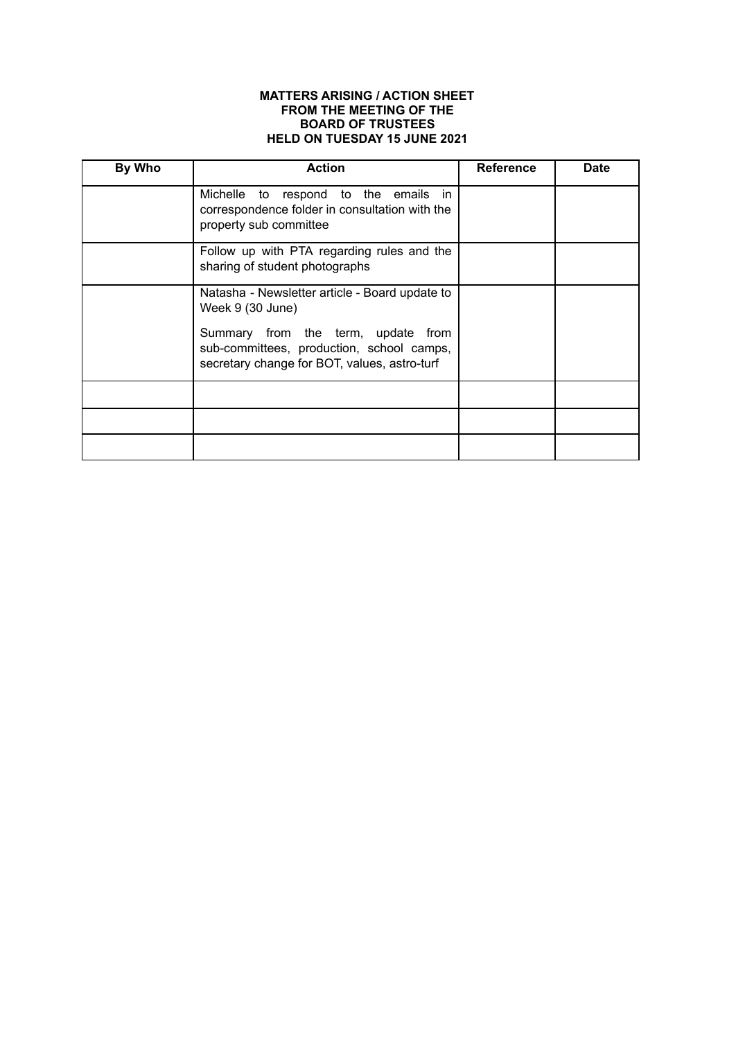**MATTERS ARISING / ACTION SHEET**
**FROM THE MEETING OF THE**
**BOARD OF TRUSTEES**
**HELD ON TUESDAY 15 JUNE 2021**

| By Who | Action | Reference | Date |
|---|---|---|---|
| | Michelle to respond to the emails in correspondence folder in consultation with the property sub committee | | |
| | Follow up with PTA regarding rules and the sharing of student photographs | | |
| | Natasha - Newsletter article - Board update to Week 9 (30 June)<br><br>Summary from the term, update from sub-committees, production, school camps, secretary change for BOT, values, astro-turf | | |
| | | | |
| | | | |
| | | | |